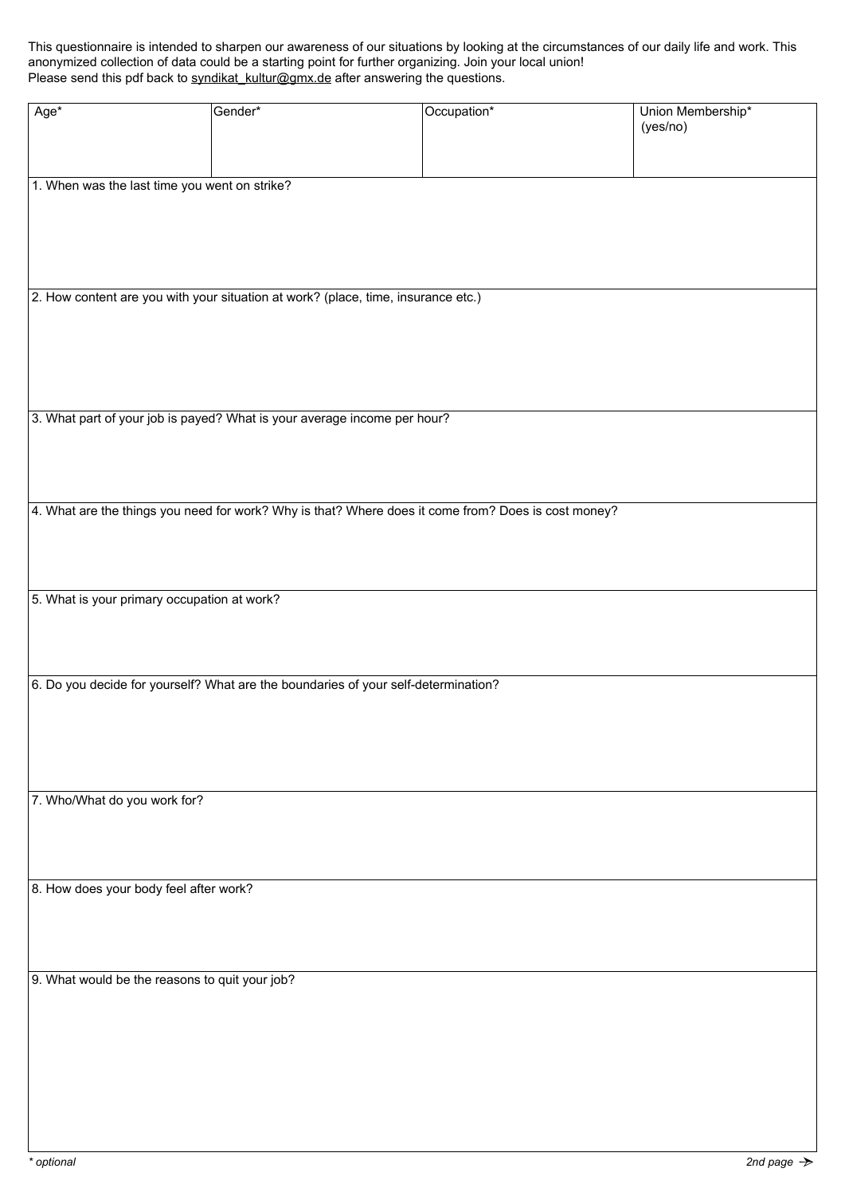This questionnaire is intended to sharpen our awareness of our situations by looking at the circumstances of our daily life and work. This anonymized collection of data could be a starting point for further organizing. Join your local union!
Please send this pdf back to syndikat_kultur@gmx.de after answering the questions.

| Age* | Gender* | Occupation* | Union Membership* (yes/no) |
|---|---|---|---|
| | | | |

1. When was the last time you went on strike?

2. How content are you with your situation at work? (place, time, insurance etc.)

3. What part of your job is payed? What is your average income per hour?

4. What are the things you need for work? Why is that? Where does it come from? Does is cost money?

5. What is your primary occupation at work?

6. Do you decide for yourself? What are the boundaries of your self-determination?

7. Who/What do you work for?

8. How does your body feel after work?

9. What would be the reasons to quit your job?

*\* optional*

*2nd page →*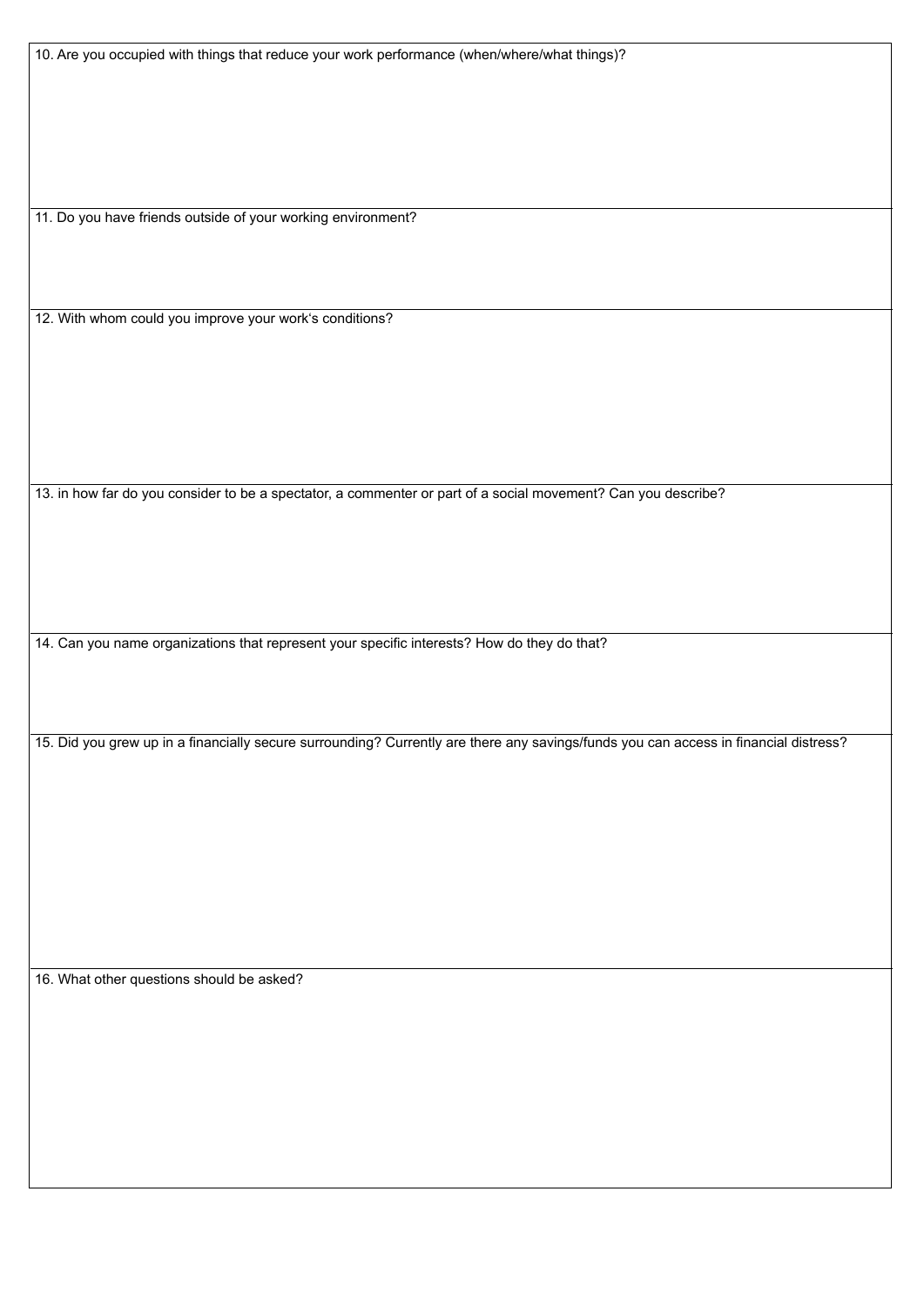10. Are you occupied with things that reduce your work performance (when/where/what things)?

11. Do you have friends outside of your working environment?

12. With whom could you improve your work's conditions?

13. in how far do you consider to be a spectator, a commenter or part of a social movement? Can you describe?

14. Can you name organizations that represent your specific interests? How do they do that?

15. Did you grew up in a financially secure surrounding? Currently are there any savings/funds you can access in financial distress?

16. What other questions should be asked?